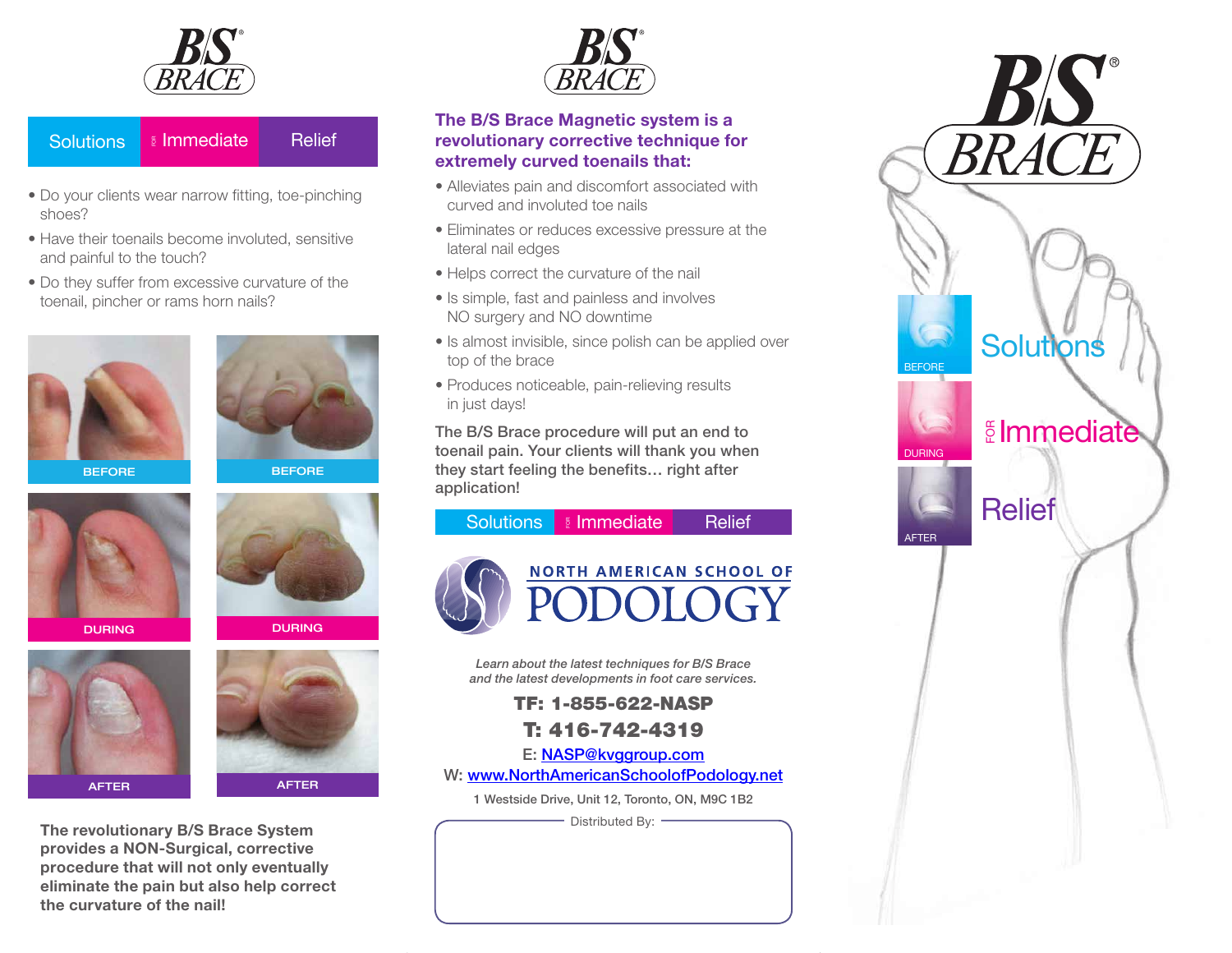# B/S® BRACE

Solutions FOR Immediate Relief

- Do your clients wear narrow fitting, toe-pinching shoes?
- Have their toenails become involuted, sensitive and painful to the touch?
- Do they suffer from excessive curvature of the toenail, pincher or rams horn nails?

BEFORE | BEFORE

DURING | DURING

AFTER | AFTER

**The revolutionary B/S Brace System provides a NON-Surgical, corrective procedure that will not only eventually eliminate the pain but also help correct the curvature of the nail!**

# B/S® BRACE

## The B/S Brace Magnetic system is a revolutionary corrective technique for extremely curved toenails that:

- Alleviates pain and discomfort associated with curved and involuted toe nails
- Eliminates or reduces excessive pressure at the lateral nail edges
- Helps correct the curvature of the nail
- Is simple, fast and painless and involves NO surgery and NO downtime
- Is almost invisible, since polish can be applied over top of the brace
- Produces noticeable, pain-relieving results in just days!

**The B/S Brace procedure will put an end to toenail pain. Your clients will thank you when they start feeling the benefits… right after application!**

Solutions FOR Immediate Relief

## NORTH AMERICAN SCHOOL OF PODOLOGY

*Learn about the latest techniques for B/S Brace and the latest developments in foot care services.*

**TF: 1-855-622-NASP**

**T: 416-742-4319**

E: NASP@kvggroup.com

W: www.NorthAmericanSchoolofPodology.net

1 Westside Drive, Unit 12, Toronto, ON, M9C 1B2

Distributed By:

# B/S® BRACE

BEFORE — Solutions

DURING — FOR Immediate

AFTER — Relief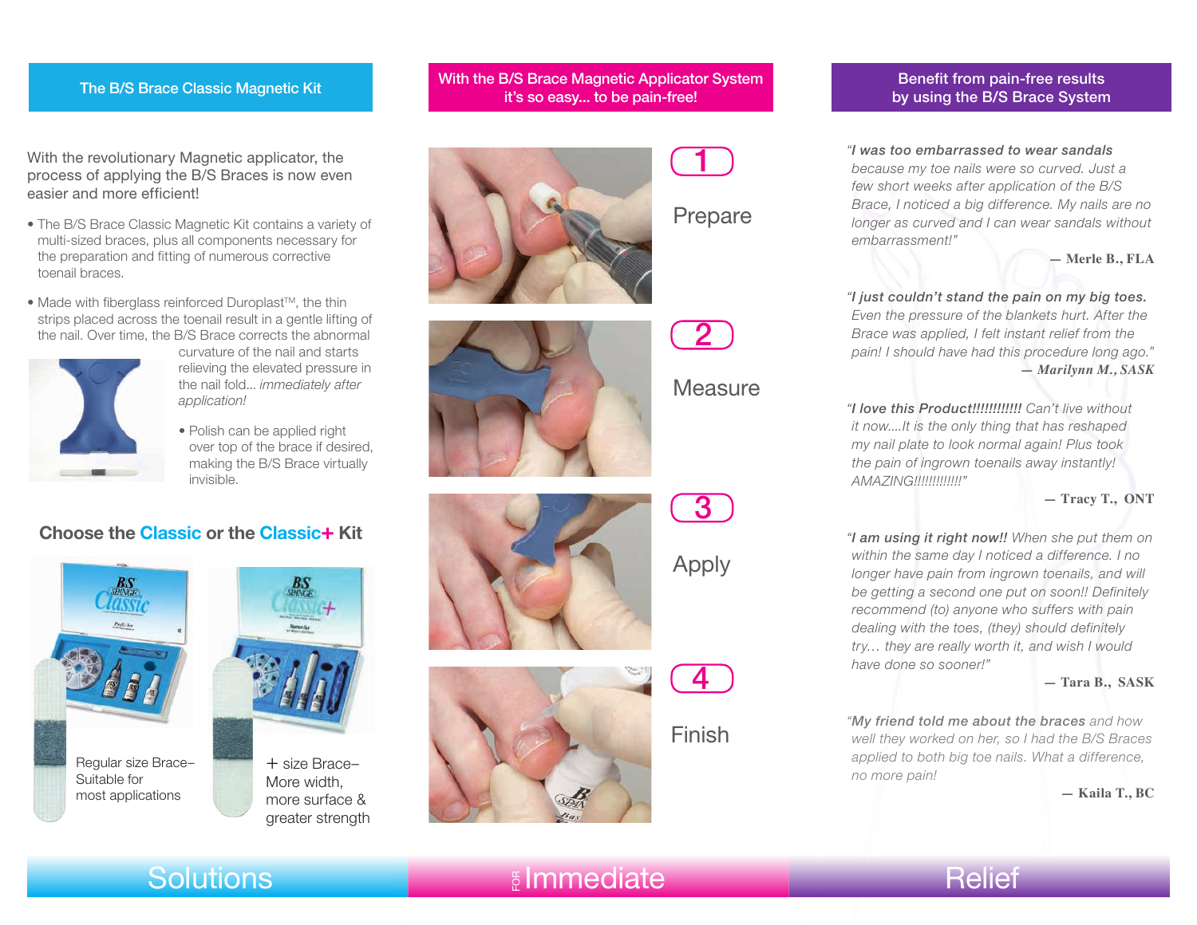## The B/S Brace Classic Magnetic Kit

With the revolutionary Magnetic applicator, the process of applying the B/S Braces is now even easier and more efficient!

- The B/S Brace Classic Magnetic Kit contains a variety of multi-sized braces, plus all components necessary for the preparation and fitting of numerous corrective toenail braces.
- Made with fiberglass reinforced Duroplast™, the thin strips placed across the toenail result in a gentle lifting of the nail. Over time, the B/S Brace corrects the abnormal curvature of the nail and starts relieving the elevated pressure in the nail fold... *immediately after application!*
- Polish can be applied right over top of the brace if desired, making the B/S Brace virtually invisible.

### Choose the Classic or the Classic+ Kit

Regular size Brace– Suitable for most applications

+ size Brace– More width, more surface & greater strength

## With the B/S Brace Magnetic Applicator System it's so easy... to be pain-free!

1 Prepare

2 Measure

3 Apply

4 Finish

## Benefit from pain-free results by using the B/S Brace System

*"**I was too embarrassed to wear sandals** because my toe nails were so curved. Just a few short weeks after application of the B/S Brace, I noticed a big difference. My nails are no longer as curved and I can wear sandals without embarrassment!"*

**— Merle B., FLA**

*"**I just couldn't stand the pain on my big toes.** Even the pressure of the blankets hurt. After the Brace was applied, I felt instant relief from the pain! I should have had this procedure long ago."*

***— Marilynn M., SASK***

*"**I love this Product!!!!!!!!!!!!** Can't live without it now....It is the only thing that has reshaped my nail plate to look normal again! Plus took the pain of ingrown toenails away instantly! AMAZING!!!!!!!!!!!!!"*

**— Tracy T., ONT**

*"**I am using it right now!!** When she put them on within the same day I noticed a difference. I no longer have pain from ingrown toenails, and will be getting a second one put on soon!! Definitely recommend (to) anyone who suffers with pain dealing with the toes, (they) should definitely try… they are really worth it, and wish I would have done so sooner!"*

**— Tara B., SASK**

*"**My friend told me about the braces** and how well they worked on her, so I had the B/S Braces applied to both big toe nails. What a difference, no more pain!*

**— Kaila T., BC**

Solutions FOR Immediate Relief